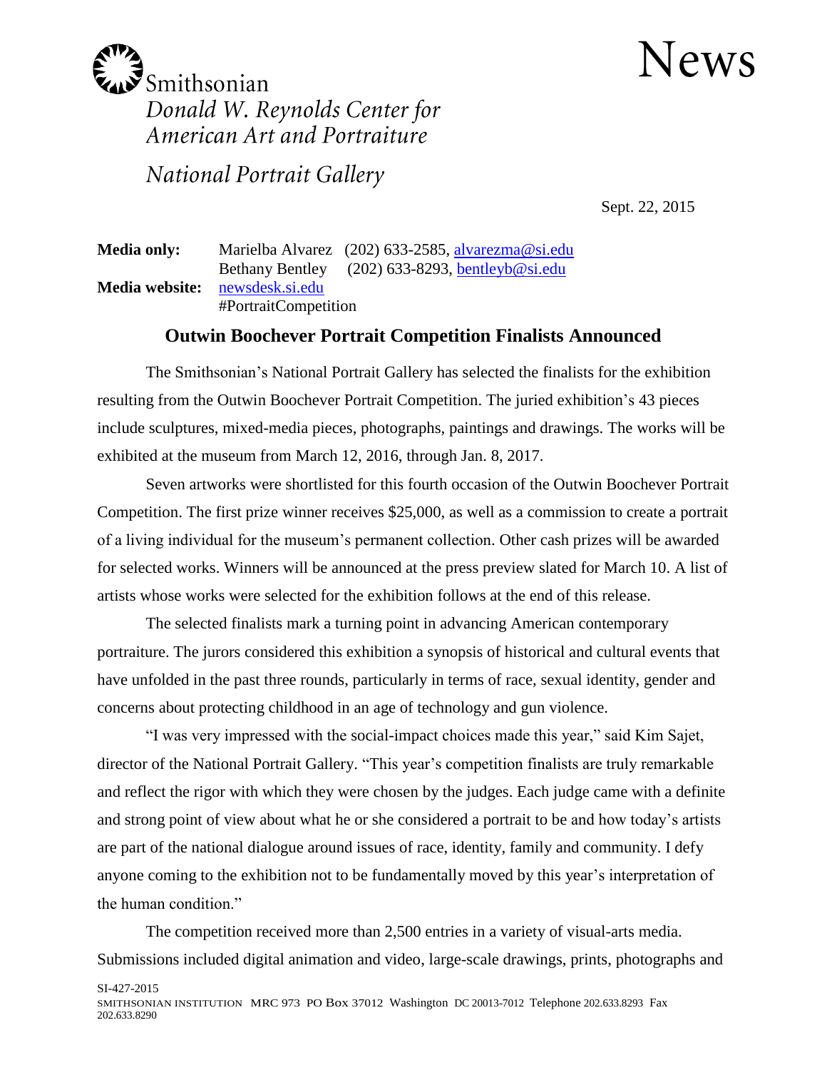Smithsonian
*Donald W. Reynolds Center for American Art and Portraiture*
*National Portrait Gallery*

# News

Sept. 22, 2015

**Media only:** Marielba Alvarez (202) 633-2585, alvarezma@si.edu
Bethany Bentley (202) 633-8293, bentleyb@si.edu
**Media website:** newsdesk.si.edu
#PortraitCompetition

## Outwin Boochever Portrait Competition Finalists Announced

The Smithsonian's National Portrait Gallery has selected the finalists for the exhibition resulting from the Outwin Boochever Portrait Competition. The juried exhibition's 43 pieces include sculptures, mixed-media pieces, photographs, paintings and drawings. The works will be exhibited at the museum from March 12, 2016, through Jan. 8, 2017.

Seven artworks were shortlisted for this fourth occasion of the Outwin Boochever Portrait Competition. The first prize winner receives $25,000, as well as a commission to create a portrait of a living individual for the museum's permanent collection. Other cash prizes will be awarded for selected works. Winners will be announced at the press preview slated for March 10. A list of artists whose works were selected for the exhibition follows at the end of this release.

The selected finalists mark a turning point in advancing American contemporary portraiture. The jurors considered this exhibition a synopsis of historical and cultural events that have unfolded in the past three rounds, particularly in terms of race, sexual identity, gender and concerns about protecting childhood in an age of technology and gun violence.

"I was very impressed with the social-impact choices made this year," said Kim Sajet, director of the National Portrait Gallery. "This year's competition finalists are truly remarkable and reflect the rigor with which they were chosen by the judges. Each judge came with a definite and strong point of view about what he or she considered a portrait to be and how today's artists are part of the national dialogue around issues of race, identity, family and community. I defy anyone coming to the exhibition not to be fundamentally moved by this year's interpretation of the human condition."

The competition received more than 2,500 entries in a variety of visual-arts media. Submissions included digital animation and video, large-scale drawings, prints, photographs and

SI-427-2015
SMITHSONIAN INSTITUTION MRC 973 PO Box 37012 Washington DC 20013-7012 Telephone 202.633.8293 Fax 202.633.8290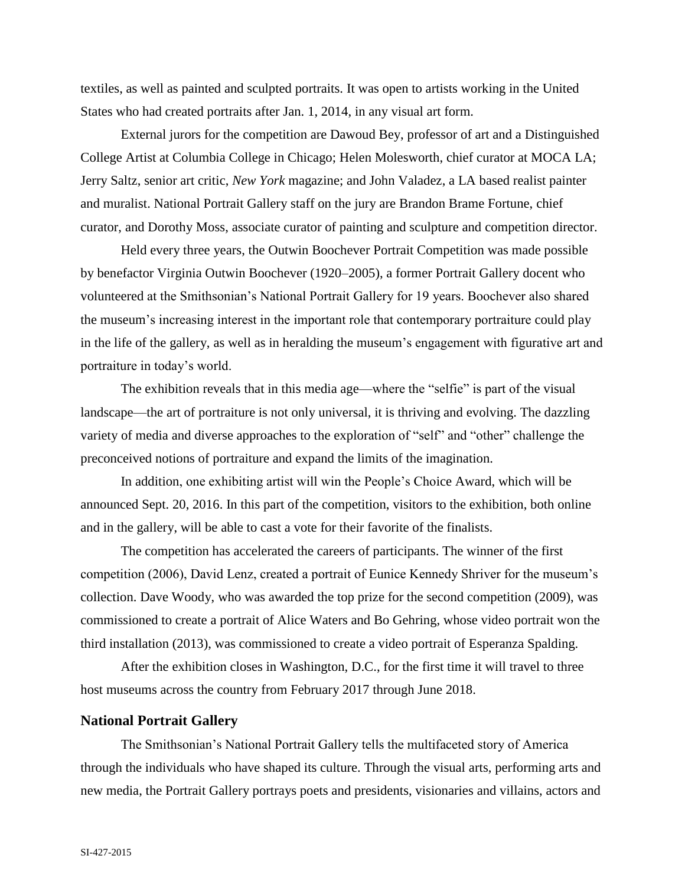textiles, as well as painted and sculpted portraits. It was open to artists working in the United States who had created portraits after Jan. 1, 2014, in any visual art form.

External jurors for the competition are Dawoud Bey, professor of art and a Distinguished College Artist at Columbia College in Chicago; Helen Molesworth, chief curator at MOCA LA; Jerry Saltz, senior art critic, *New York* magazine; and John Valadez, a LA based realist painter and muralist. National Portrait Gallery staff on the jury are Brandon Brame Fortune, chief curator, and Dorothy Moss, associate curator of painting and sculpture and competition director.

Held every three years, the Outwin Boochever Portrait Competition was made possible by benefactor Virginia Outwin Boochever (1920–2005), a former Portrait Gallery docent who volunteered at the Smithsonian's National Portrait Gallery for 19 years. Boochever also shared the museum's increasing interest in the important role that contemporary portraiture could play in the life of the gallery, as well as in heralding the museum's engagement with figurative art and portraiture in today's world.

The exhibition reveals that in this media age—where the "selfie" is part of the visual landscape—the art of portraiture is not only universal, it is thriving and evolving. The dazzling variety of media and diverse approaches to the exploration of "self" and "other" challenge the preconceived notions of portraiture and expand the limits of the imagination.

In addition, one exhibiting artist will win the People's Choice Award, which will be announced Sept. 20, 2016. In this part of the competition, visitors to the exhibition, both online and in the gallery, will be able to cast a vote for their favorite of the finalists.

The competition has accelerated the careers of participants. The winner of the first competition (2006), David Lenz, created a portrait of Eunice Kennedy Shriver for the museum's collection. Dave Woody, who was awarded the top prize for the second competition (2009), was commissioned to create a portrait of Alice Waters and Bo Gehring, whose video portrait won the third installation (2013), was commissioned to create a video portrait of Esperanza Spalding.

After the exhibition closes in Washington, D.C., for the first time it will travel to three host museums across the country from February 2017 through June 2018.

## National Portrait Gallery

The Smithsonian's National Portrait Gallery tells the multifaceted story of America through the individuals who have shaped its culture. Through the visual arts, performing arts and new media, the Portrait Gallery portrays poets and presidents, visionaries and villains, actors and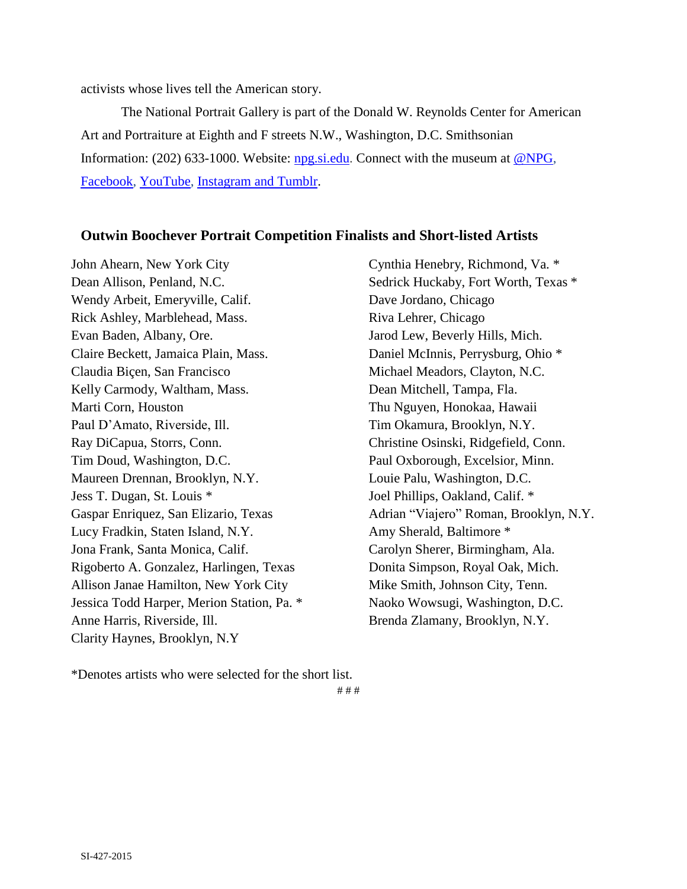activists whose lives tell the American story.

The National Portrait Gallery is part of the Donald W. Reynolds Center for American Art and Portraiture at Eighth and F streets N.W., Washington, D.C. Smithsonian Information: (202) 633-1000. Website: npg.si.edu. Connect with the museum at @NPG, Facebook, YouTube, Instagram and Tumblr.

## Outwin Boochever Portrait Competition Finalists and Short-listed Artists

John Ahearn, New York City
Dean Allison, Penland, N.C.
Wendy Arbeit, Emeryville, Calif.
Rick Ashley, Marblehead, Mass.
Evan Baden, Albany, Ore.
Claire Beckett, Jamaica Plain, Mass.
Claudia Biçen, San Francisco
Kelly Carmody, Waltham, Mass.
Marti Corn, Houston
Paul D'Amato, Riverside, Ill.
Ray DiCapua, Storrs, Conn.
Tim Doud, Washington, D.C.
Maureen Drennan, Brooklyn, N.Y.
Jess T. Dugan, St. Louis *
Gaspar Enriquez, San Elizario, Texas
Lucy Fradkin, Staten Island, N.Y.
Jona Frank, Santa Monica, Calif.
Rigoberto A. Gonzalez, Harlingen, Texas
Allison Janae Hamilton, New York City
Jessica Todd Harper, Merion Station, Pa. *
Anne Harris, Riverside, Ill.
Clarity Haynes, Brooklyn, N.Y
Cynthia Henebry, Richmond, Va. *
Sedrick Huckaby, Fort Worth, Texas *
Dave Jordano, Chicago
Riva Lehrer, Chicago
Jarod Lew, Beverly Hills, Mich.
Daniel McInnis, Perrysburg, Ohio *
Michael Meadors, Clayton, N.C.
Dean Mitchell, Tampa, Fla.
Thu Nguyen, Honokaa, Hawaii
Tim Okamura, Brooklyn, N.Y.
Christine Osinski, Ridgefield, Conn.
Paul Oxborough, Excelsior, Minn.
Louie Palu, Washington, D.C.
Joel Phillips, Oakland, Calif. *
Adrian "Viajero" Roman, Brooklyn, N.Y.
Amy Sherald, Baltimore *
Carolyn Sherer, Birmingham, Ala.
Donita Simpson, Royal Oak, Mich.
Mike Smith, Johnson City, Tenn.
Naoko Wowsugi, Washington, D.C.
Brenda Zlamany, Brooklyn, N.Y.

*Denotes artists who were selected for the short list.

# # #

SI-427-2015